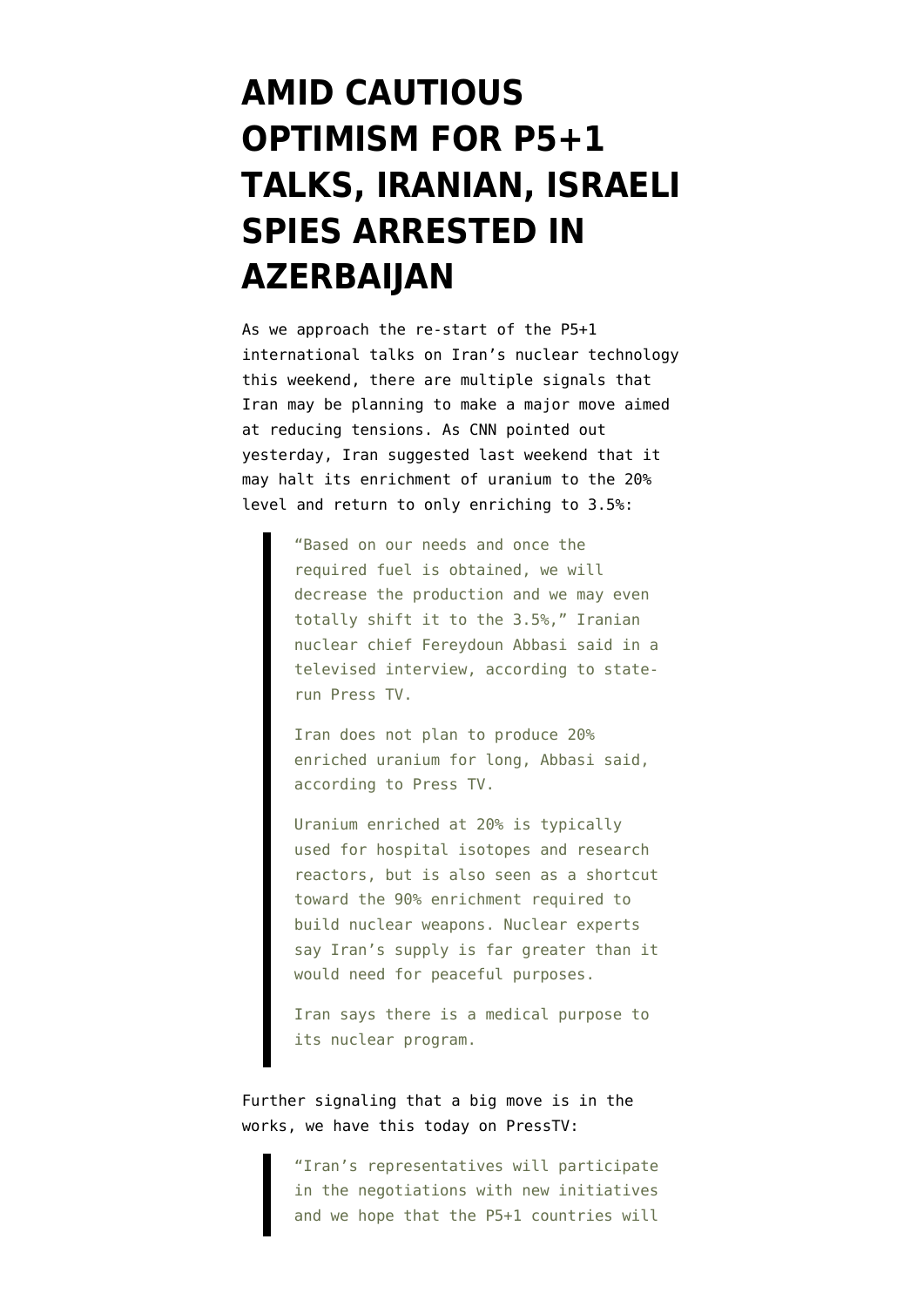# AMID CAUTIOUS OPTIMISM FOR P5+1 TALKS, IRANIAN, ISRAELI SPIES ARRESTED IN AZERBAIJAN

As we approach the re-start of the P5+1 international talks on Iran's nuclear technology this weekend, there are multiple signals that Iran may be planning to make a major move aimed at reducing tensions. As CNN pointed out yesterday, Iran suggested last weekend that it may halt its enrichment of uranium to the 20% level and return to only enriching to 3.5%:

> "Based on our needs and once the required fuel is obtained, we will decrease the production and we may even totally shift it to the 3.5%," Iranian nuclear chief Fereydoun Abbasi said in a televised interview, according to state-run Press TV.
>
> Iran does not plan to produce 20% enriched uranium for long, Abbasi said, according to Press TV.
>
> Uranium enriched at 20% is typically used for hospital isotopes and research reactors, but is also seen as a shortcut toward the 90% enrichment required to build nuclear weapons. Nuclear experts say Iran's supply is far greater than it would need for peaceful purposes.
>
> Iran says there is a medical purpose to its nuclear program.

Further signaling that a big move is in the works, we have this today on PressTV:

> "Iran's representatives will participate in the negotiations with new initiatives and we hope that the P5+1 countries will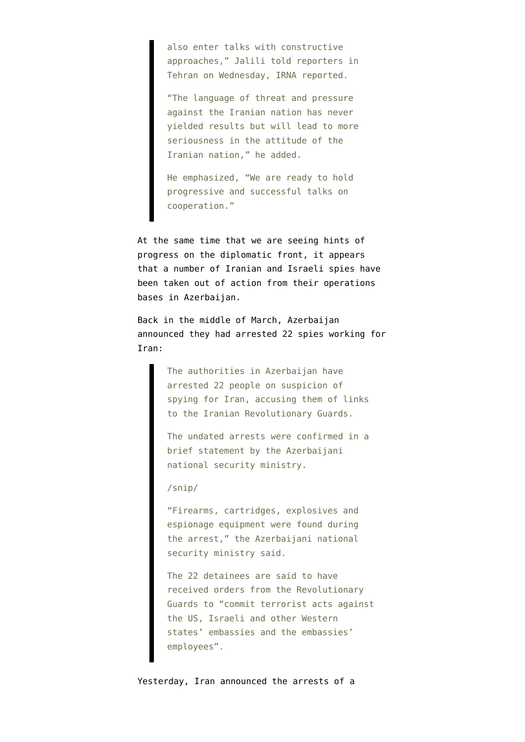> also enter talks with constructive approaches," Jalili told reporters in Tehran on Wednesday, IRNA reported.
>
> "The language of threat and pressure against the Iranian nation has never yielded results but will lead to more seriousness in the attitude of the Iranian nation," he added.
>
> He emphasized, "We are ready to hold progressive and successful talks on cooperation."

At the same time that we are seeing hints of progress on the diplomatic front, it appears that a number of Iranian and Israeli spies have been taken out of action from their operations bases in Azerbaijan.

Back in the middle of March, Azerbaijan announced they had arrested 22 spies working for Iran:

> The authorities in Azerbaijan have arrested 22 people on suspicion of spying for Iran, accusing them of links to the Iranian Revolutionary Guards.
>
> The undated arrests were confirmed in a brief statement by the Azerbaijani national security ministry.
>
> /snip/
>
> "Firearms, cartridges, explosives and espionage equipment were found during the arrest," the Azerbaijani national security ministry said.
>
> The 22 detainees are said to have received orders from the Revolutionary Guards to "commit terrorist acts against the US, Israeli and other Western states' embassies and the embassies' employees".

Yesterday, Iran announced the arrests of a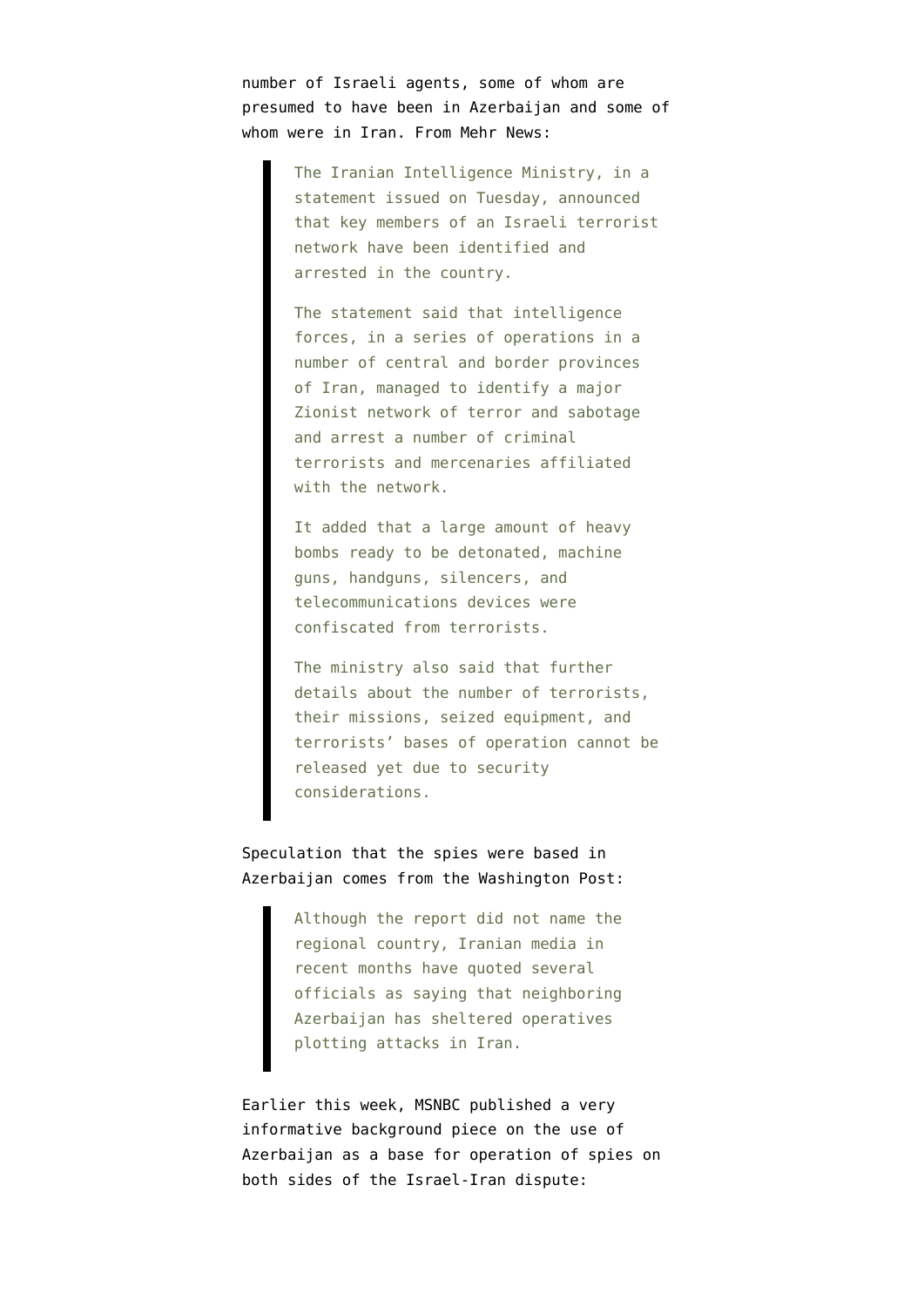number of Israeli agents, some of whom are presumed to have been in Azerbaijan and some of whom were in Iran. From Mehr News:

> The Iranian Intelligence Ministry, in a statement issued on Tuesday, announced that key members of an Israeli terrorist network have been identified and arrested in the country.
>
> The statement said that intelligence forces, in a series of operations in a number of central and border provinces of Iran, managed to identify a major Zionist network of terror and sabotage and arrest a number of criminal terrorists and mercenaries affiliated with the network.
>
> It added that a large amount of heavy bombs ready to be detonated, machine guns, handguns, silencers, and telecommunications devices were confiscated from terrorists.
>
> The ministry also said that further details about the number of terrorists, their missions, seized equipment, and terrorists' bases of operation cannot be released yet due to security considerations.

Speculation that the spies were based in Azerbaijan comes from the Washington Post:

> Although the report did not name the regional country, Iranian media in recent months have quoted several officials as saying that neighboring Azerbaijan has sheltered operatives plotting attacks in Iran.

Earlier this week, MSNBC published a very informative background piece on the use of Azerbaijan as a base for operation of spies on both sides of the Israel-Iran dispute: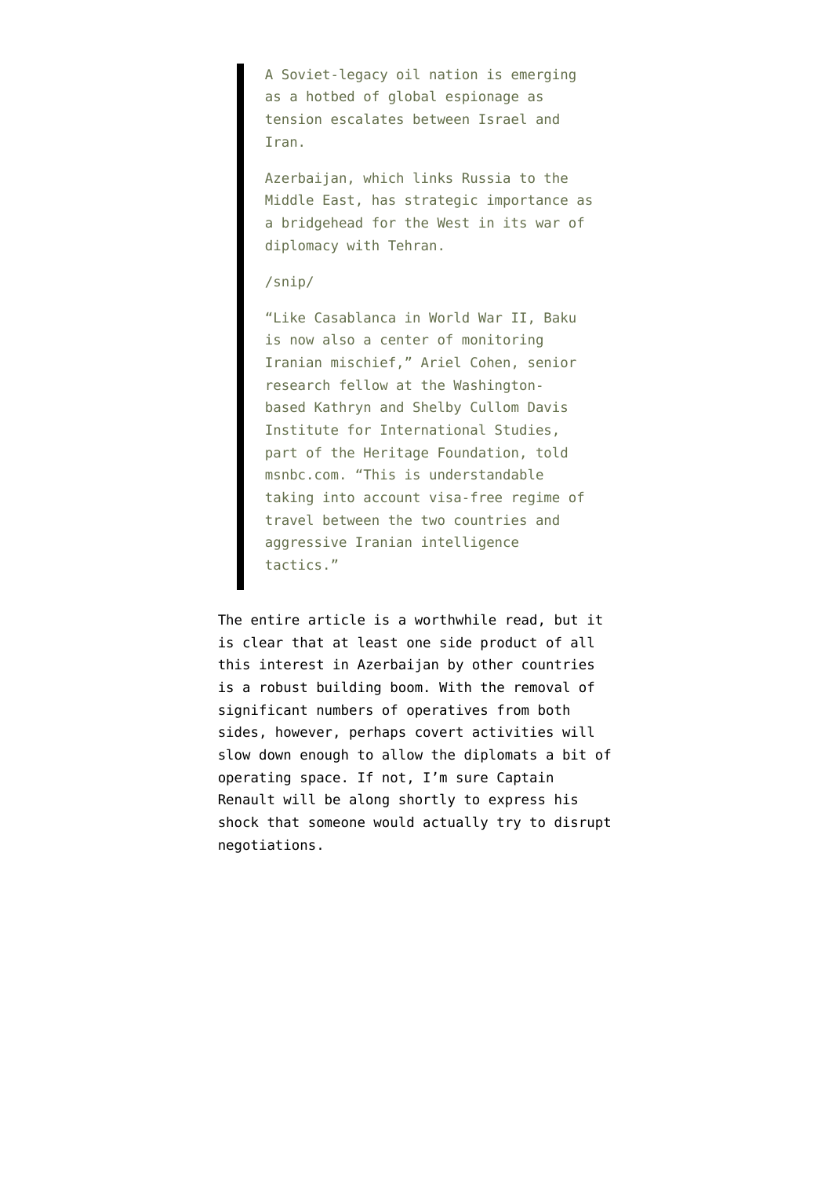> A Soviet-legacy oil nation is emerging as a hotbed of global espionage as tension escalates between Israel and Iran.
>
> Azerbaijan, which links Russia to the Middle East, has strategic importance as a bridgehead for the West in its war of diplomacy with Tehran.
>
> /snip/
>
> "Like Casablanca in World War II, Baku is now also a center of monitoring Iranian mischief," Ariel Cohen, senior research fellow at the Washington-based Kathryn and Shelby Cullom Davis Institute for International Studies, part of the Heritage Foundation, told msnbc.com. "This is understandable taking into account visa-free regime of travel between the two countries and aggressive Iranian intelligence tactics."

The entire article is a worthwhile read, but it is clear that at least one side product of all this interest in Azerbaijan by other countries is a robust building boom. With the removal of significant numbers of operatives from both sides, however, perhaps covert activities will slow down enough to allow the diplomats a bit of operating space. If not, I'm sure Captain Renault will be along shortly to express his shock that someone would actually try to disrupt negotiations.